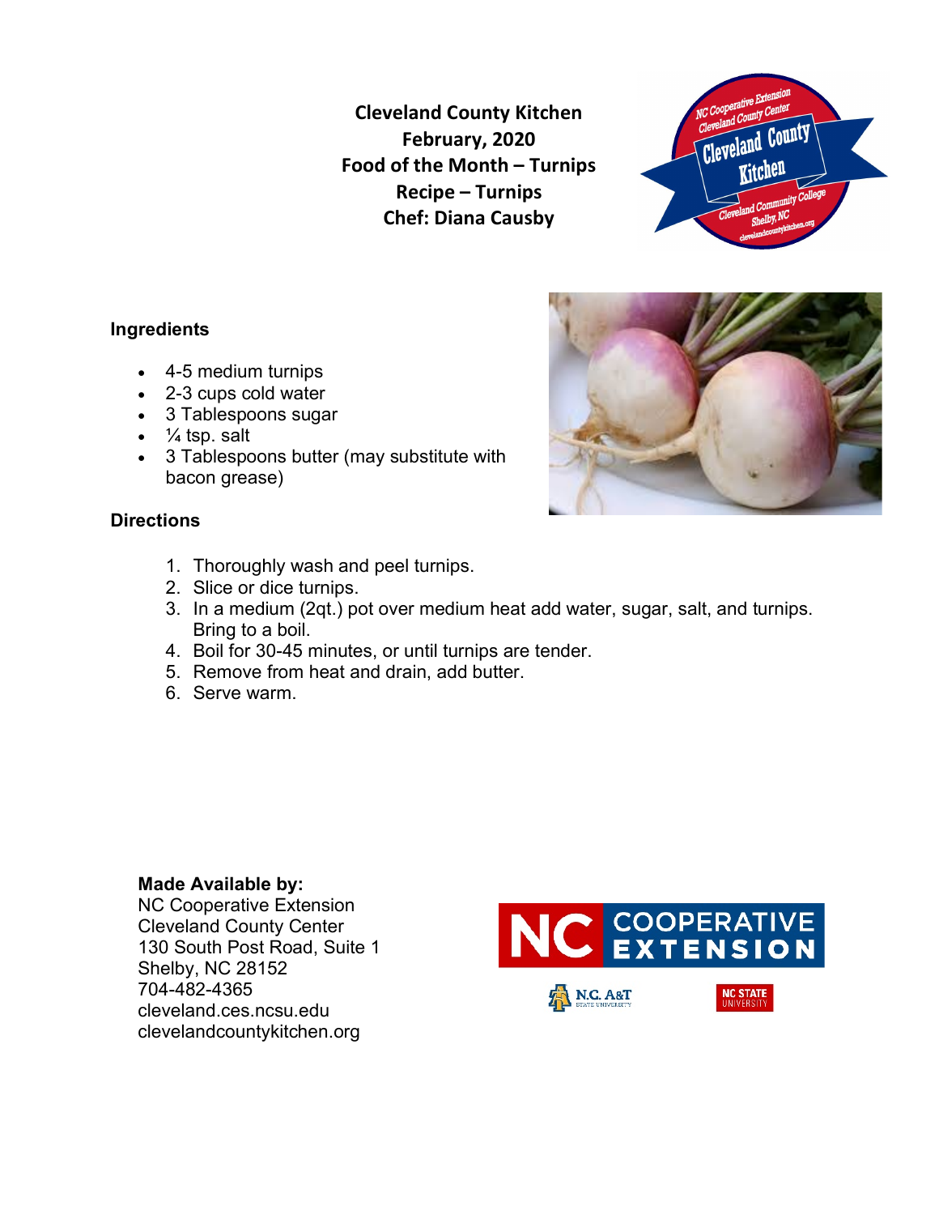**Cleveland County Kitchen**
**February, 2020**
**Food of the Month – Turnips**
**Recipe – Turnips**
**Chef: Diana Causby**

## Ingredients

- 4-5 medium turnips
- 2-3 cups cold water
- 3 Tablespoons sugar
- ¼ tsp. salt
- 3 Tablespoons butter (may substitute with bacon grease)

## Directions

1. Thoroughly wash and peel turnips.
2. Slice or dice turnips.
3. In a medium (2qt.) pot over medium heat add water, sugar, salt, and turnips. Bring to a boil.
4. Boil for 30-45 minutes, or until turnips are tender.
5. Remove from heat and drain, add butter.
6. Serve warm.

**Made Available by:**
NC Cooperative Extension
Cleveland County Center
130 South Post Road, Suite 1
Shelby, NC 28152
704-482-4365
cleveland.ces.ncsu.edu
clevelandcountykitchen.org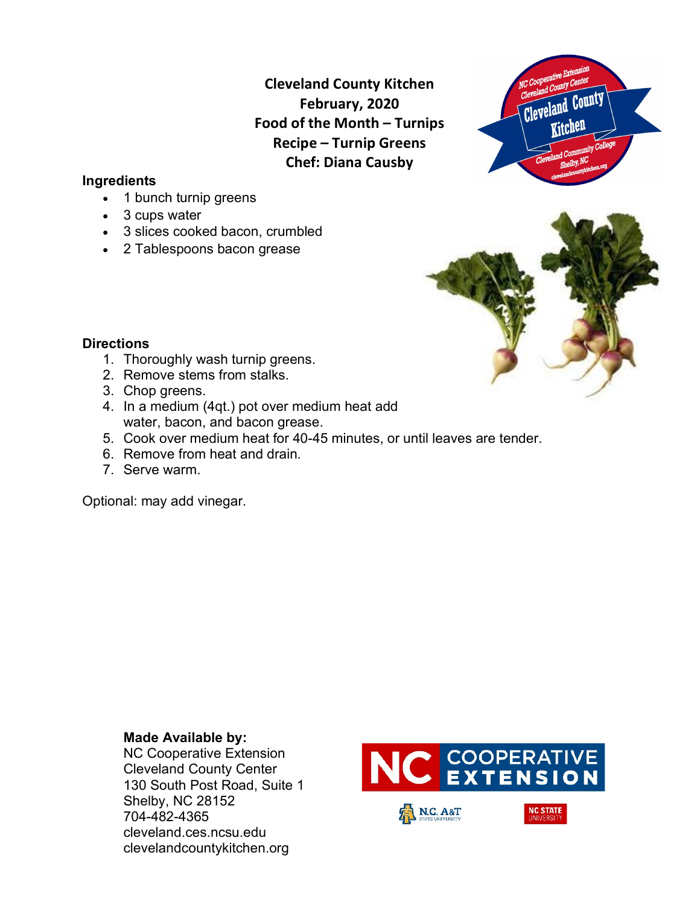**Cleveland County Kitchen**
**February, 2020**
**Food of the Month – Turnips**
**Recipe – Turnip Greens**
**Chef: Diana Causby**

**Ingredients**

- 1 bunch turnip greens
- 3 cups water
- 3 slices cooked bacon, crumbled
- 2 Tablespoons bacon grease

**Directions**

1. Thoroughly wash turnip greens.
2. Remove stems from stalks.
3. Chop greens.
4. In a medium (4qt.) pot over medium heat add water, bacon, and bacon grease.
5. Cook over medium heat for 40-45 minutes, or until leaves are tender.
6. Remove from heat and drain.
7. Serve warm.

Optional: may add vinegar.

**Made Available by:**
NC Cooperative Extension
Cleveland County Center
130 South Post Road, Suite 1
Shelby, NC 28152
704-482-4365
cleveland.ces.ncsu.edu
clevelandcountykitchen.org